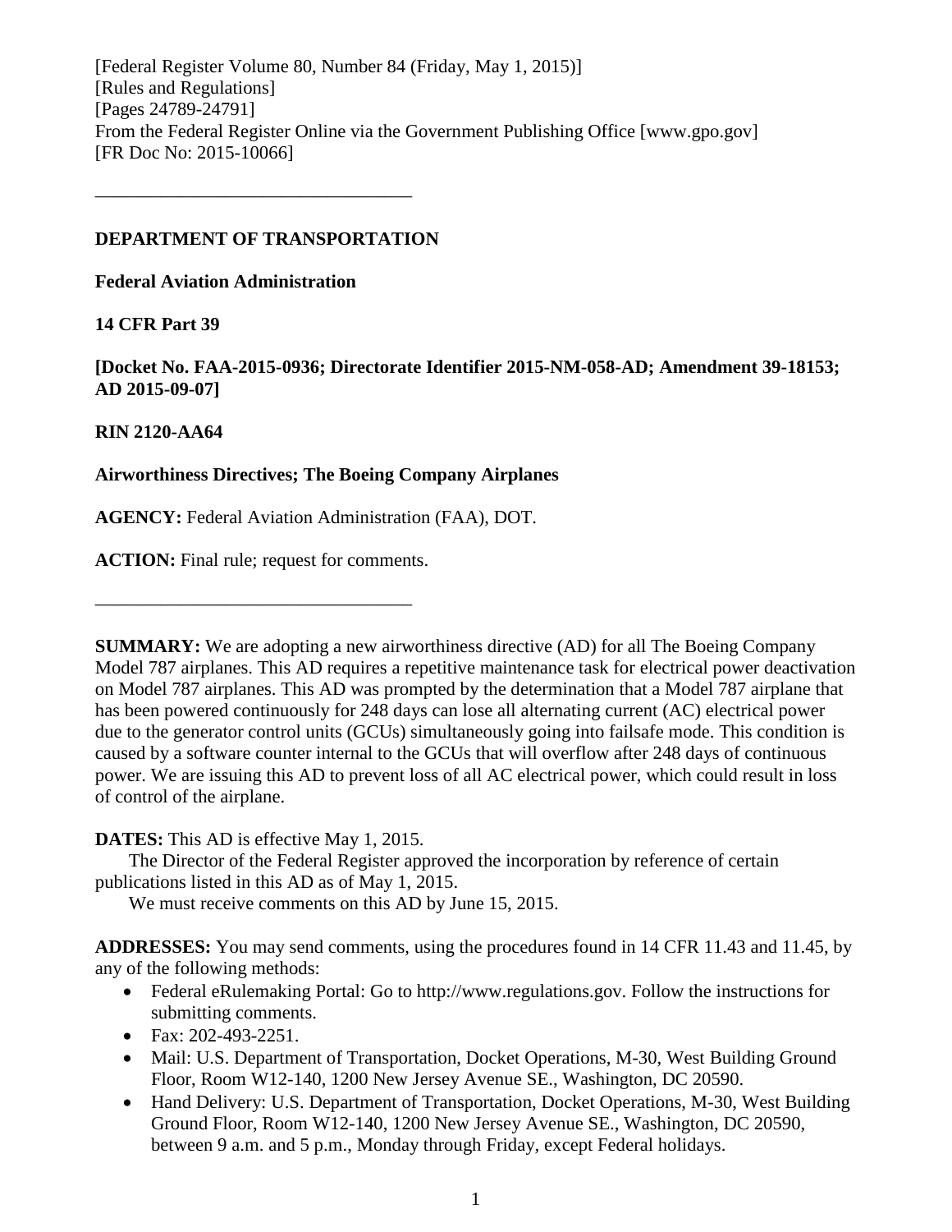[Federal Register Volume 80, Number 84 (Friday, May 1, 2015)]
[Rules and Regulations]
[Pages 24789-24791]
From the Federal Register Online via the Government Publishing Office [www.gpo.gov]
[FR Doc No: 2015-10066]

---

**DEPARTMENT OF TRANSPORTATION**

**Federal Aviation Administration**

**14 CFR Part 39**

**[Docket No. FAA-2015-0936; Directorate Identifier 2015-NM-058-AD; Amendment 39-18153; AD 2015-09-07]**

**RIN 2120-AA64**

**Airworthiness Directives; The Boeing Company Airplanes**

**AGENCY:** Federal Aviation Administration (FAA), DOT.

**ACTION:** Final rule; request for comments.

---

**SUMMARY:** We are adopting a new airworthiness directive (AD) for all The Boeing Company Model 787 airplanes. This AD requires a repetitive maintenance task for electrical power deactivation on Model 787 airplanes. This AD was prompted by the determination that a Model 787 airplane that has been powered continuously for 248 days can lose all alternating current (AC) electrical power due to the generator control units (GCUs) simultaneously going into failsafe mode. This condition is caused by a software counter internal to the GCUs that will overflow after 248 days of continuous power. We are issuing this AD to prevent loss of all AC electrical power, which could result in loss of control of the airplane.

**DATES:** This AD is effective May 1, 2015.

The Director of the Federal Register approved the incorporation by reference of certain publications listed in this AD as of May 1, 2015.

We must receive comments on this AD by June 15, 2015.

**ADDRESSES:** You may send comments, using the procedures found in 14 CFR 11.43 and 11.45, by any of the following methods:

- Federal eRulemaking Portal: Go to http://www.regulations.gov. Follow the instructions for submitting comments.
- Fax: 202-493-2251.
- Mail: U.S. Department of Transportation, Docket Operations, M-30, West Building Ground Floor, Room W12-140, 1200 New Jersey Avenue SE., Washington, DC 20590.
- Hand Delivery: U.S. Department of Transportation, Docket Operations, M-30, West Building Ground Floor, Room W12-140, 1200 New Jersey Avenue SE., Washington, DC 20590, between 9 a.m. and 5 p.m., Monday through Friday, except Federal holidays.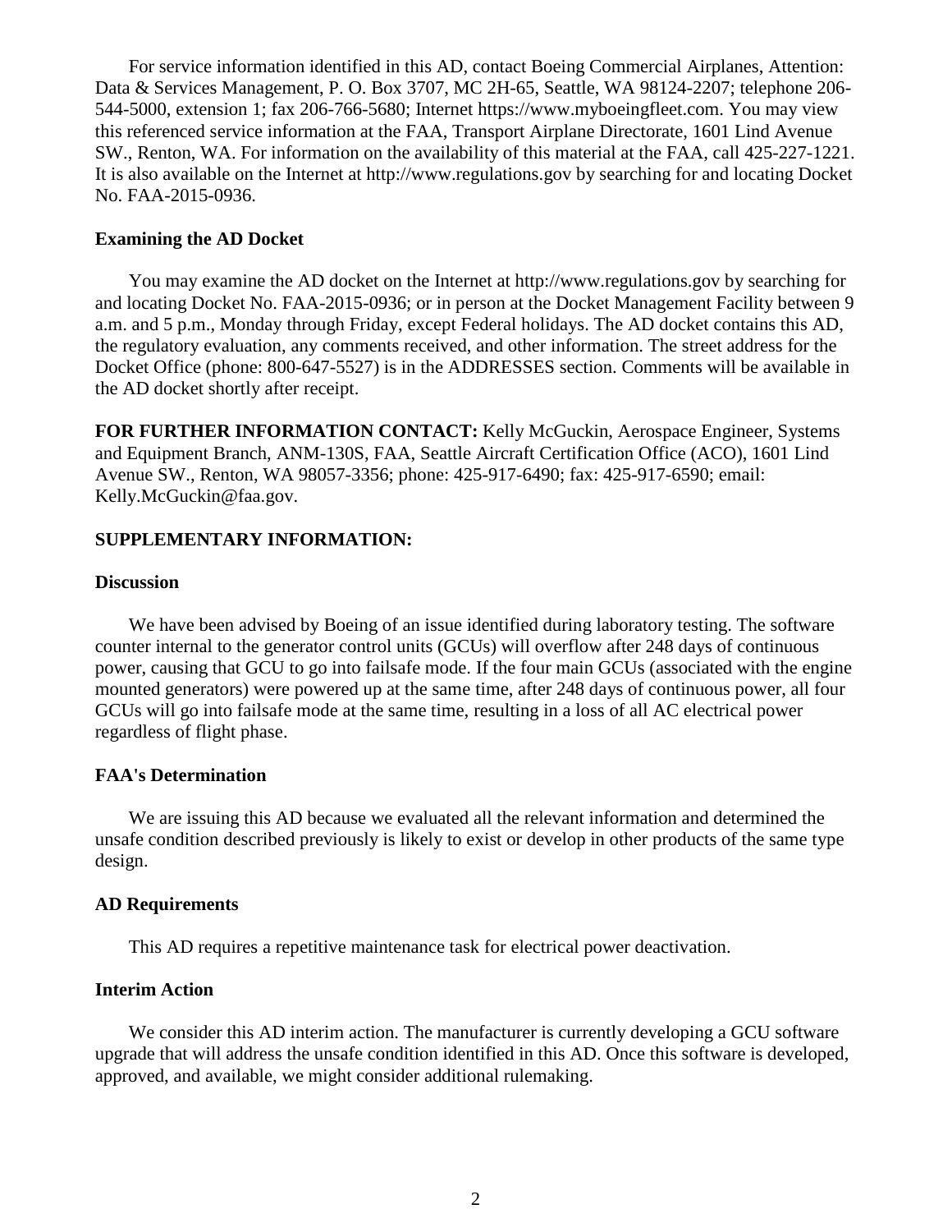For service information identified in this AD, contact Boeing Commercial Airplanes, Attention: Data & Services Management, P. O. Box 3707, MC 2H-65, Seattle, WA 98124-2207; telephone 206-544-5000, extension 1; fax 206-766-5680; Internet https://www.myboeingfleet.com. You may view this referenced service information at the FAA, Transport Airplane Directorate, 1601 Lind Avenue SW., Renton, WA. For information on the availability of this material at the FAA, call 425-227-1221. It is also available on the Internet at http://www.regulations.gov by searching for and locating Docket No. FAA-2015-0936.

**Examining the AD Docket**

You may examine the AD docket on the Internet at http://www.regulations.gov by searching for and locating Docket No. FAA-2015-0936; or in person at the Docket Management Facility between 9 a.m. and 5 p.m., Monday through Friday, except Federal holidays. The AD docket contains this AD, the regulatory evaluation, any comments received, and other information. The street address for the Docket Office (phone: 800-647-5527) is in the ADDRESSES section. Comments will be available in the AD docket shortly after receipt.

**FOR FURTHER INFORMATION CONTACT:** Kelly McGuckin, Aerospace Engineer, Systems and Equipment Branch, ANM-130S, FAA, Seattle Aircraft Certification Office (ACO), 1601 Lind Avenue SW., Renton, WA 98057-3356; phone: 425-917-6490; fax: 425-917-6590; email: Kelly.McGuckin@faa.gov.

**SUPPLEMENTARY INFORMATION:**

**Discussion**

We have been advised by Boeing of an issue identified during laboratory testing. The software counter internal to the generator control units (GCUs) will overflow after 248 days of continuous power, causing that GCU to go into failsafe mode. If the four main GCUs (associated with the engine mounted generators) were powered up at the same time, after 248 days of continuous power, all four GCUs will go into failsafe mode at the same time, resulting in a loss of all AC electrical power regardless of flight phase.

**FAA's Determination**

We are issuing this AD because we evaluated all the relevant information and determined the unsafe condition described previously is likely to exist or develop in other products of the same type design.

**AD Requirements**

This AD requires a repetitive maintenance task for electrical power deactivation.

**Interim Action**

We consider this AD interim action. The manufacturer is currently developing a GCU software upgrade that will address the unsafe condition identified in this AD. Once this software is developed, approved, and available, we might consider additional rulemaking.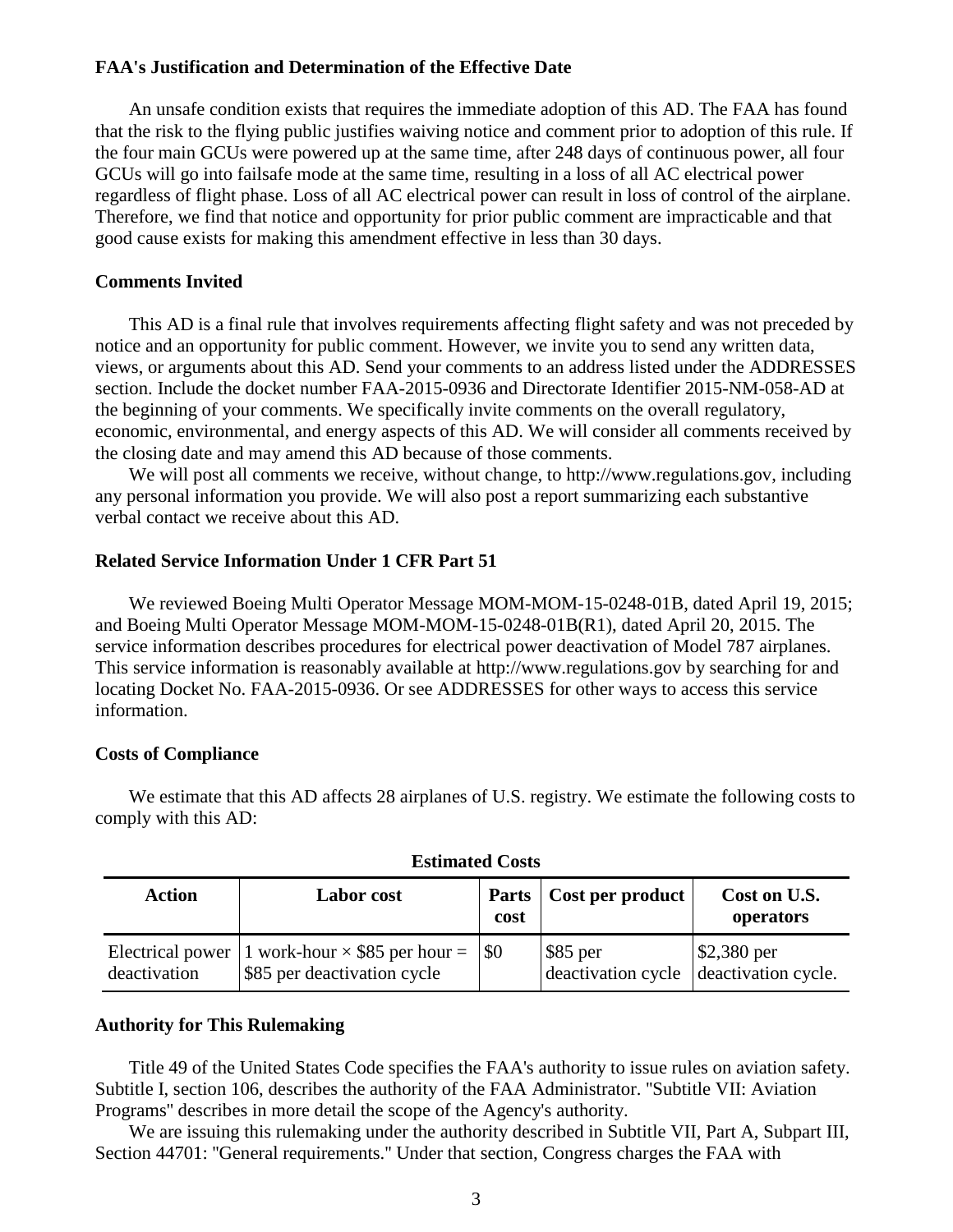### FAA's Justification and Determination of the Effective Date

An unsafe condition exists that requires the immediate adoption of this AD. The FAA has found that the risk to the flying public justifies waiving notice and comment prior to adoption of this rule. If the four main GCUs were powered up at the same time, after 248 days of continuous power, all four GCUs will go into failsafe mode at the same time, resulting in a loss of all AC electrical power regardless of flight phase. Loss of all AC electrical power can result in loss of control of the airplane. Therefore, we find that notice and opportunity for prior public comment are impracticable and that good cause exists for making this amendment effective in less than 30 days.

### Comments Invited

This AD is a final rule that involves requirements affecting flight safety and was not preceded by notice and an opportunity for public comment. However, we invite you to send any written data, views, or arguments about this AD. Send your comments to an address listed under the ADDRESSES section. Include the docket number FAA-2015-0936 and Directorate Identifier 2015-NM-058-AD at the beginning of your comments. We specifically invite comments on the overall regulatory, economic, environmental, and energy aspects of this AD. We will consider all comments received by the closing date and may amend this AD because of those comments.

We will post all comments we receive, without change, to http://www.regulations.gov, including any personal information you provide. We will also post a report summarizing each substantive verbal contact we receive about this AD.

### Related Service Information Under 1 CFR Part 51

We reviewed Boeing Multi Operator Message MOM-MOM-15-0248-01B, dated April 19, 2015; and Boeing Multi Operator Message MOM-MOM-15-0248-01B(R1), dated April 20, 2015. The service information describes procedures for electrical power deactivation of Model 787 airplanes. This service information is reasonably available at http://www.regulations.gov by searching for and locating Docket No. FAA-2015-0936. Or see ADDRESSES for other ways to access this service information.

### Costs of Compliance

We estimate that this AD affects 28 airplanes of U.S. registry. We estimate the following costs to comply with this AD:

**Estimated Costs**

| Action | Labor cost | Parts cost | Cost per product | Cost on U.S. operators |
|---|---|---|---|---|
| Electrical power deactivation | 1 work-hour × $85 per hour = $85 per deactivation cycle | $0 | $85 per deactivation cycle | $2,380 per deactivation cycle. |

### Authority for This Rulemaking

Title 49 of the United States Code specifies the FAA's authority to issue rules on aviation safety. Subtitle I, section 106, describes the authority of the FAA Administrator. "Subtitle VII: Aviation Programs" describes in more detail the scope of the Agency's authority.

We are issuing this rulemaking under the authority described in Subtitle VII, Part A, Subpart III, Section 44701: "General requirements." Under that section, Congress charges the FAA with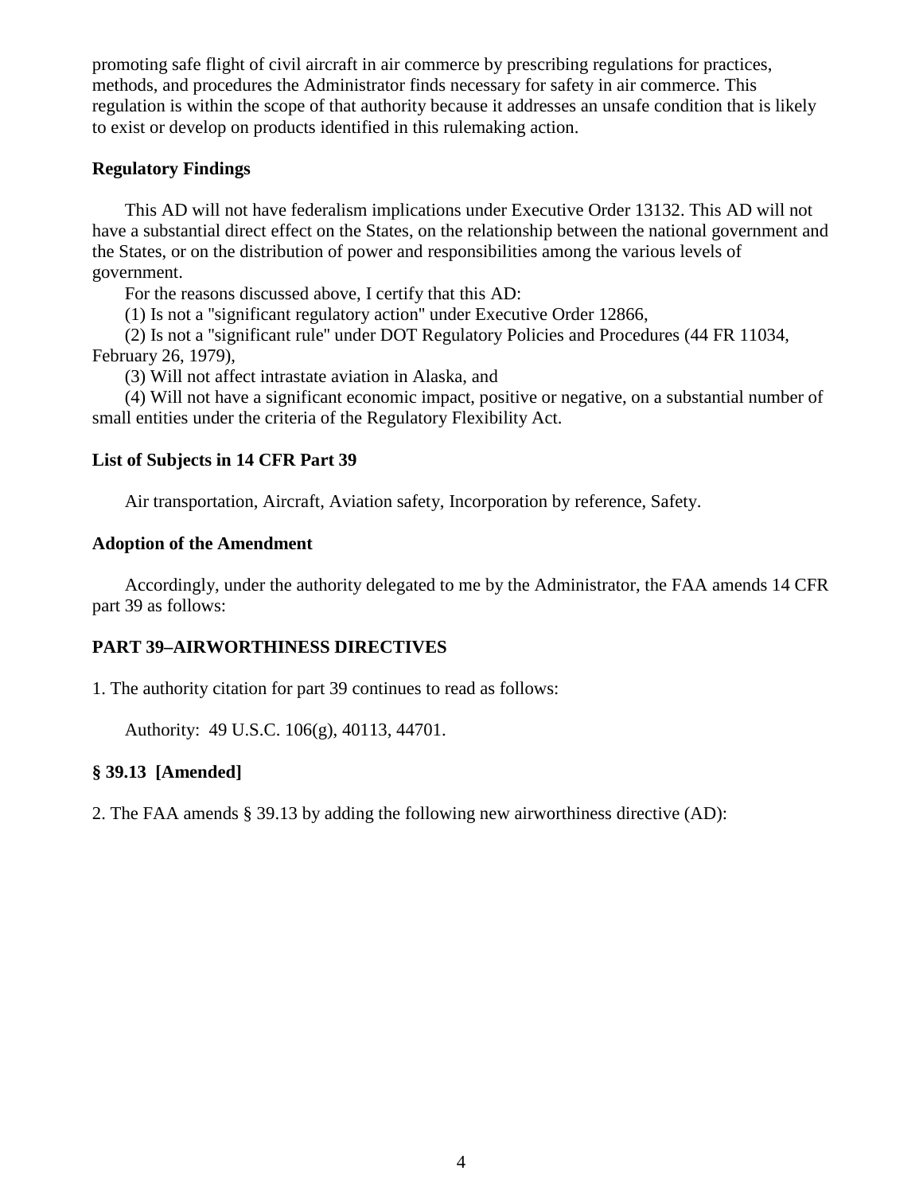promoting safe flight of civil aircraft in air commerce by prescribing regulations for practices, methods, and procedures the Administrator finds necessary for safety in air commerce. This regulation is within the scope of that authority because it addresses an unsafe condition that is likely to exist or develop on products identified in this rulemaking action.

**Regulatory Findings**

This AD will not have federalism implications under Executive Order 13132. This AD will not have a substantial direct effect on the States, on the relationship between the national government and the States, or on the distribution of power and responsibilities among the various levels of government.

For the reasons discussed above, I certify that this AD:

(1) Is not a "significant regulatory action" under Executive Order 12866,

(2) Is not a "significant rule" under DOT Regulatory Policies and Procedures (44 FR 11034, February 26, 1979),

(3) Will not affect intrastate aviation in Alaska, and

(4) Will not have a significant economic impact, positive or negative, on a substantial number of small entities under the criteria of the Regulatory Flexibility Act.

**List of Subjects in 14 CFR Part 39**

Air transportation, Aircraft, Aviation safety, Incorporation by reference, Safety.

**Adoption of the Amendment**

Accordingly, under the authority delegated to me by the Administrator, the FAA amends 14 CFR part 39 as follows:

**PART 39–AIRWORTHINESS DIRECTIVES**

1. The authority citation for part 39 continues to read as follows:

Authority: 49 U.S.C. 106(g), 40113, 44701.

**§ 39.13 [Amended]**

2. The FAA amends § 39.13 by adding the following new airworthiness directive (AD):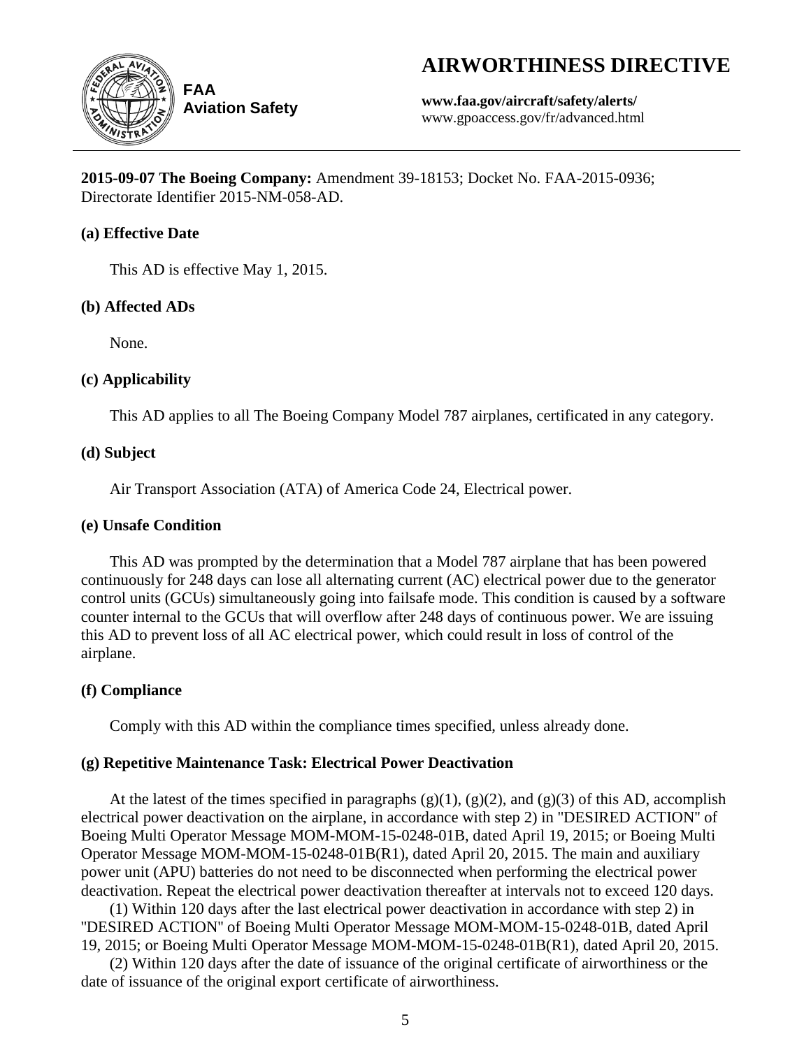# AIRWORTHINESS DIRECTIVE

**FAA**
**Aviation Safety**

**www.faa.gov/aircraft/safety/alerts/**
www.gpoaccess.gov/fr/advanced.html

---

**2015-09-07 The Boeing Company:** Amendment 39-18153; Docket No. FAA-2015-0936; Directorate Identifier 2015-NM-058-AD.

### (a) Effective Date

This AD is effective May 1, 2015.

### (b) Affected ADs

None.

### (c) Applicability

This AD applies to all The Boeing Company Model 787 airplanes, certificated in any category.

### (d) Subject

Air Transport Association (ATA) of America Code 24, Electrical power.

### (e) Unsafe Condition

This AD was prompted by the determination that a Model 787 airplane that has been powered continuously for 248 days can lose all alternating current (AC) electrical power due to the generator control units (GCUs) simultaneously going into failsafe mode. This condition is caused by a software counter internal to the GCUs that will overflow after 248 days of continuous power. We are issuing this AD to prevent loss of all AC electrical power, which could result in loss of control of the airplane.

### (f) Compliance

Comply with this AD within the compliance times specified, unless already done.

### (g) Repetitive Maintenance Task: Electrical Power Deactivation

At the latest of the times specified in paragraphs (g)(1), (g)(2), and (g)(3) of this AD, accomplish electrical power deactivation on the airplane, in accordance with step 2) in "DESIRED ACTION" of Boeing Multi Operator Message MOM-MOM-15-0248-01B, dated April 19, 2015; or Boeing Multi Operator Message MOM-MOM-15-0248-01B(R1), dated April 20, 2015. The main and auxiliary power unit (APU) batteries do not need to be disconnected when performing the electrical power deactivation. Repeat the electrical power deactivation thereafter at intervals not to exceed 120 days.

(1) Within 120 days after the last electrical power deactivation in accordance with step 2) in "DESIRED ACTION" of Boeing Multi Operator Message MOM-MOM-15-0248-01B, dated April 19, 2015; or Boeing Multi Operator Message MOM-MOM-15-0248-01B(R1), dated April 20, 2015.

(2) Within 120 days after the date of issuance of the original certificate of airworthiness or the date of issuance of the original export certificate of airworthiness.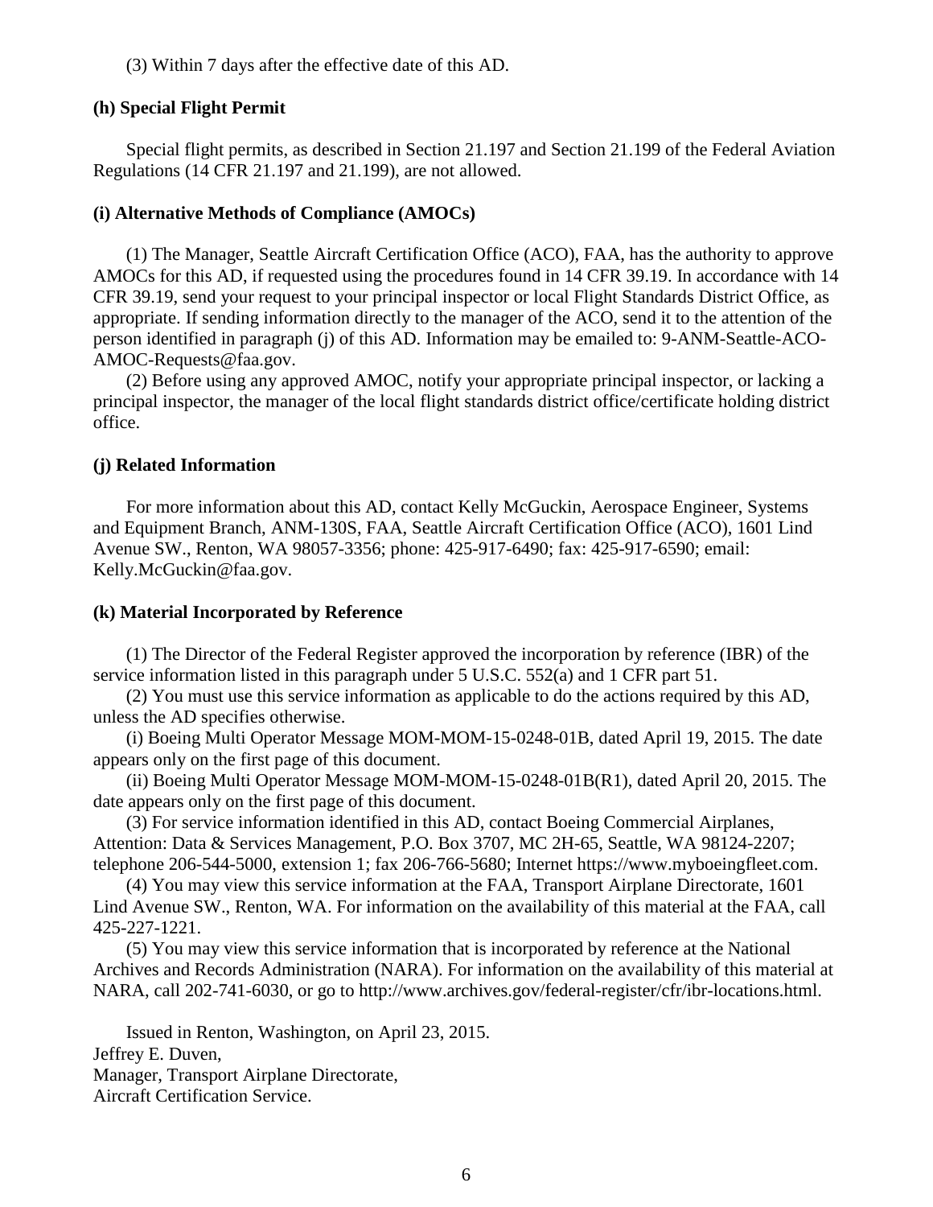(3) Within 7 days after the effective date of this AD.

**(h) Special Flight Permit**

Special flight permits, as described in Section 21.197 and Section 21.199 of the Federal Aviation Regulations (14 CFR 21.197 and 21.199), are not allowed.

**(i) Alternative Methods of Compliance (AMOCs)**

(1) The Manager, Seattle Aircraft Certification Office (ACO), FAA, has the authority to approve AMOCs for this AD, if requested using the procedures found in 14 CFR 39.19. In accordance with 14 CFR 39.19, send your request to your principal inspector or local Flight Standards District Office, as appropriate. If sending information directly to the manager of the ACO, send it to the attention of the person identified in paragraph (j) of this AD. Information may be emailed to: 9-ANM-Seattle-ACO-AMOC-Requests@faa.gov.

(2) Before using any approved AMOC, notify your appropriate principal inspector, or lacking a principal inspector, the manager of the local flight standards district office/certificate holding district office.

**(j) Related Information**

For more information about this AD, contact Kelly McGuckin, Aerospace Engineer, Systems and Equipment Branch, ANM-130S, FAA, Seattle Aircraft Certification Office (ACO), 1601 Lind Avenue SW., Renton, WA 98057-3356; phone: 425-917-6490; fax: 425-917-6590; email: Kelly.McGuckin@faa.gov.

**(k) Material Incorporated by Reference**

(1) The Director of the Federal Register approved the incorporation by reference (IBR) of the service information listed in this paragraph under 5 U.S.C. 552(a) and 1 CFR part 51.

(2) You must use this service information as applicable to do the actions required by this AD, unless the AD specifies otherwise.

(i) Boeing Multi Operator Message MOM-MOM-15-0248-01B, dated April 19, 2015. The date appears only on the first page of this document.

(ii) Boeing Multi Operator Message MOM-MOM-15-0248-01B(R1), dated April 20, 2015. The date appears only on the first page of this document.

(3) For service information identified in this AD, contact Boeing Commercial Airplanes, Attention: Data & Services Management, P.O. Box 3707, MC 2H-65, Seattle, WA 98124-2207; telephone 206-544-5000, extension 1; fax 206-766-5680; Internet https://www.myboeingfleet.com.

(4) You may view this service information at the FAA, Transport Airplane Directorate, 1601 Lind Avenue SW., Renton, WA. For information on the availability of this material at the FAA, call 425-227-1221.

(5) You may view this service information that is incorporated by reference at the National Archives and Records Administration (NARA). For information on the availability of this material at NARA, call 202-741-6030, or go to http://www.archives.gov/federal-register/cfr/ibr-locations.html.

Issued in Renton, Washington, on April 23, 2015.
Jeffrey E. Duven,
Manager, Transport Airplane Directorate,
Aircraft Certification Service.